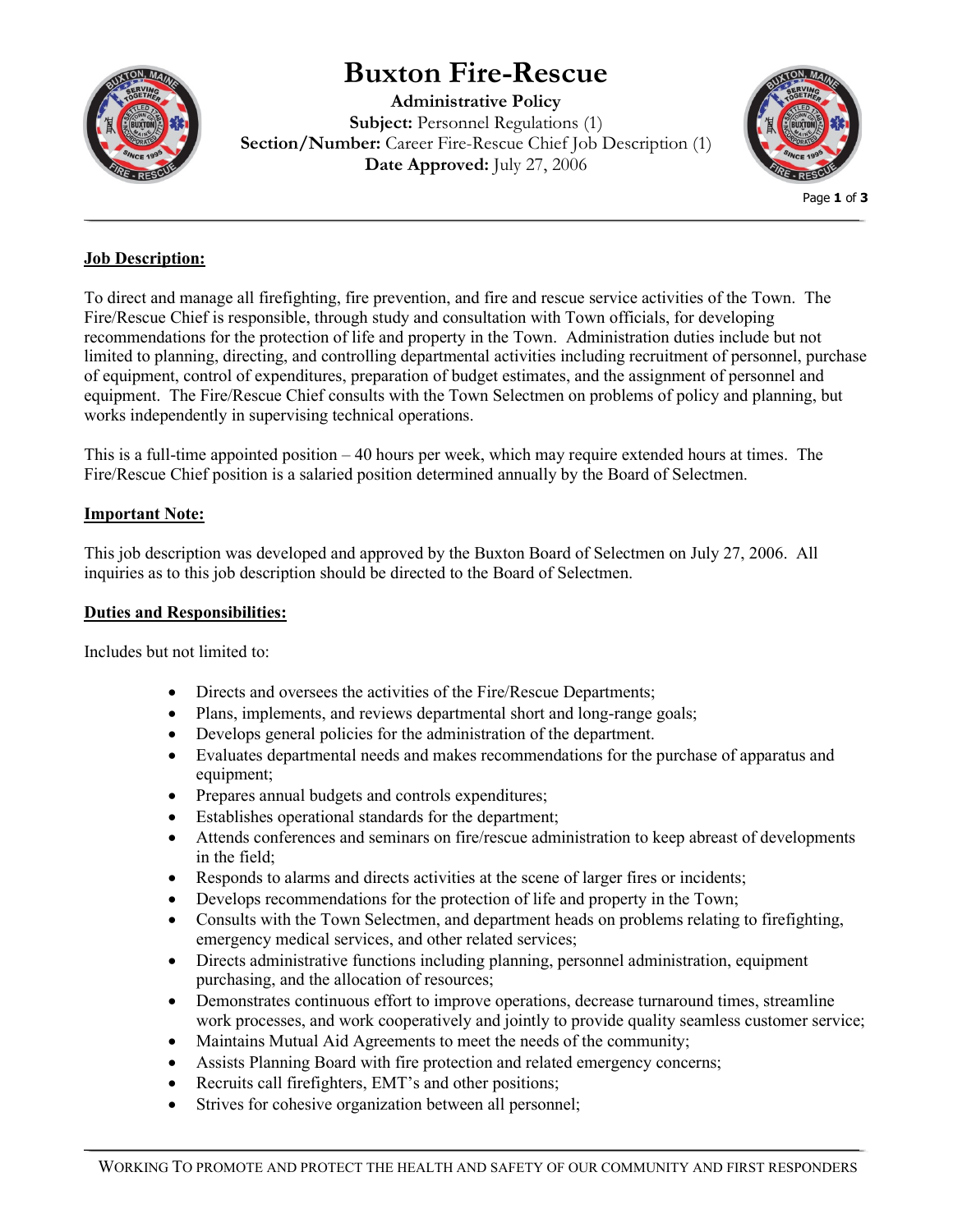# Buxton Fire-Rescue

**Administrative Policy**
**Subject:** Personnel Regulations (1)
**Section/Number:** Career Fire-Rescue Chief Job Description (1)
**Date Approved:** July 27, 2006

## Job Description:

To direct and manage all firefighting, fire prevention, and fire and rescue service activities of the Town. The Fire/Rescue Chief is responsible, through study and consultation with Town officials, for developing recommendations for the protection of life and property in the Town. Administration duties include but not limited to planning, directing, and controlling departmental activities including recruitment of personnel, purchase of equipment, control of expenditures, preparation of budget estimates, and the assignment of personnel and equipment. The Fire/Rescue Chief consults with the Town Selectmen on problems of policy and planning, but works independently in supervising technical operations.

This is a full-time appointed position – 40 hours per week, which may require extended hours at times. The Fire/Rescue Chief position is a salaried position determined annually by the Board of Selectmen.

## Important Note:

This job description was developed and approved by the Buxton Board of Selectmen on July 27, 2006. All inquiries as to this job description should be directed to the Board of Selectmen.

## Duties and Responsibilities:

Includes but not limited to:

- Directs and oversees the activities of the Fire/Rescue Departments;
- Plans, implements, and reviews departmental short and long-range goals;
- Develops general policies for the administration of the department.
- Evaluates departmental needs and makes recommendations for the purchase of apparatus and equipment;
- Prepares annual budgets and controls expenditures;
- Establishes operational standards for the department;
- Attends conferences and seminars on fire/rescue administration to keep abreast of developments in the field;
- Responds to alarms and directs activities at the scene of larger fires or incidents;
- Develops recommendations for the protection of life and property in the Town;
- Consults with the Town Selectmen, and department heads on problems relating to firefighting, emergency medical services, and other related services;
- Directs administrative functions including planning, personnel administration, equipment purchasing, and the allocation of resources;
- Demonstrates continuous effort to improve operations, decrease turnaround times, streamline work processes, and work cooperatively and jointly to provide quality seamless customer service;
- Maintains Mutual Aid Agreements to meet the needs of the community;
- Assists Planning Board with fire protection and related emergency concerns;
- Recruits call firefighters, EMT's and other positions;
- Strives for cohesive organization between all personnel;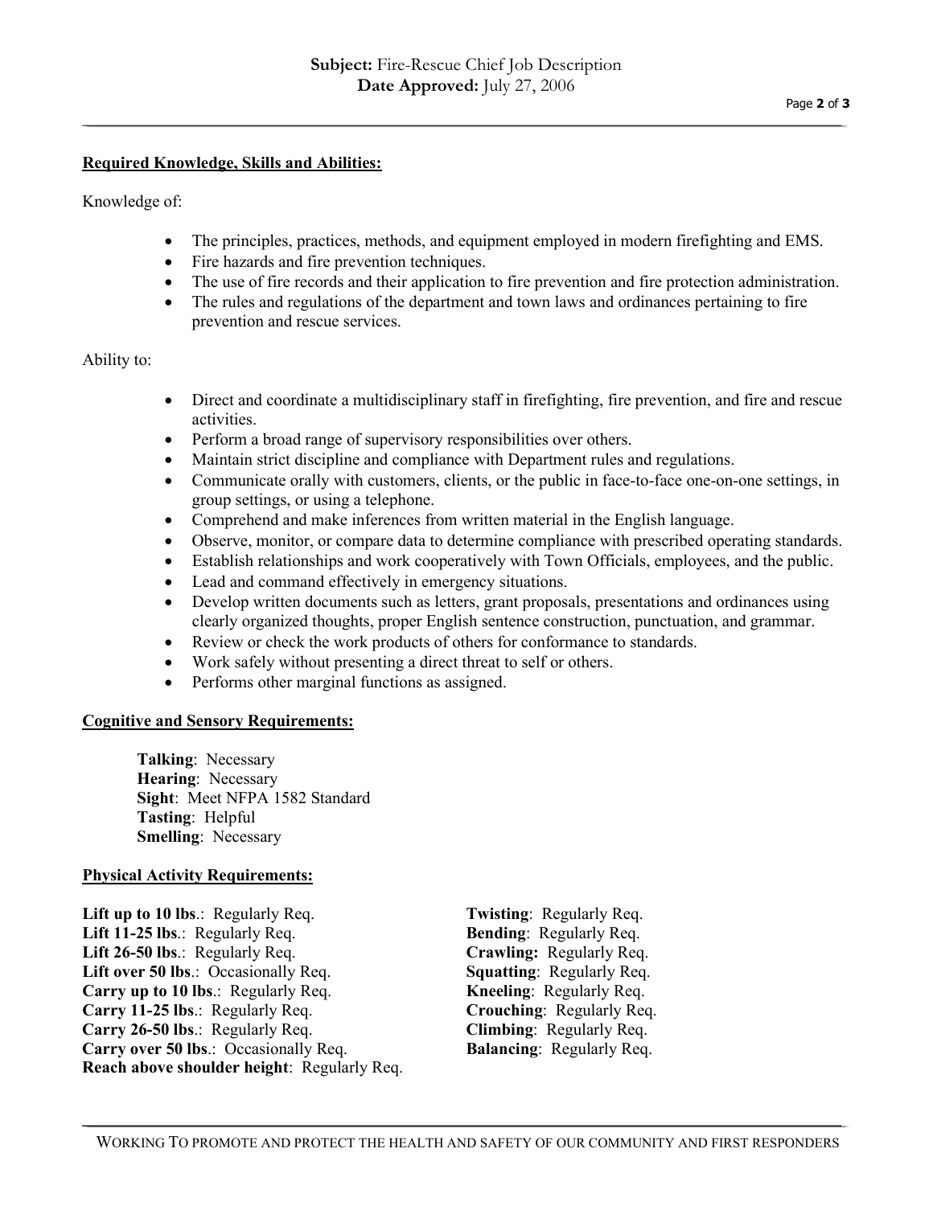**Required Knowledge, Skills and Abilities:**

Knowledge of:

- The principles, practices, methods, and equipment employed in modern firefighting and EMS.
- Fire hazards and fire prevention techniques.
- The use of fire records and their application to fire prevention and fire protection administration.
- The rules and regulations of the department and town laws and ordinances pertaining to fire prevention and rescue services.

Ability to:

- Direct and coordinate a multidisciplinary staff in firefighting, fire prevention, and fire and rescue activities.
- Perform a broad range of supervisory responsibilities over others.
- Maintain strict discipline and compliance with Department rules and regulations.
- Communicate orally with customers, clients, or the public in face-to-face one-on-one settings, in group settings, or using a telephone.
- Comprehend and make inferences from written material in the English language.
- Observe, monitor, or compare data to determine compliance with prescribed operating standards.
- Establish relationships and work cooperatively with Town Officials, employees, and the public.
- Lead and command effectively in emergency situations.
- Develop written documents such as letters, grant proposals, presentations and ordinances using clearly organized thoughts, proper English sentence construction, punctuation, and grammar.
- Review or check the work products of others for conformance to standards.
- Work safely without presenting a direct threat to self or others.
- Performs other marginal functions as assigned.

**Cognitive and Sensory Requirements:**

**Talking**: Necessary
**Hearing**: Necessary
**Sight**: Meet NFPA 1582 Standard
**Tasting**: Helpful
**Smelling**: Necessary

**Physical Activity Requirements:**

**Lift up to 10 lbs**.: Regularly Req.
**Lift 11-25 lbs**.: Regularly Req.
**Lift 26-50 lbs**.: Regularly Req.
**Lift over 50 lbs**.: Occasionally Req.
**Carry up to 10 lbs**.: Regularly Req.
**Carry 11-25 lbs**.: Regularly Req.
**Carry 26-50 lbs**.: Regularly Req.
**Carry over 50 lbs**.: Occasionally Req.
**Reach above shoulder height**: Regularly Req.

**Twisting**: Regularly Req.
**Bending**: Regularly Req.
**Crawling:** Regularly Req.
**Squatting**: Regularly Req.
**Kneeling**: Regularly Req.
**Crouching**: Regularly Req.
**Climbing**: Regularly Req.
**Balancing**: Regularly Req.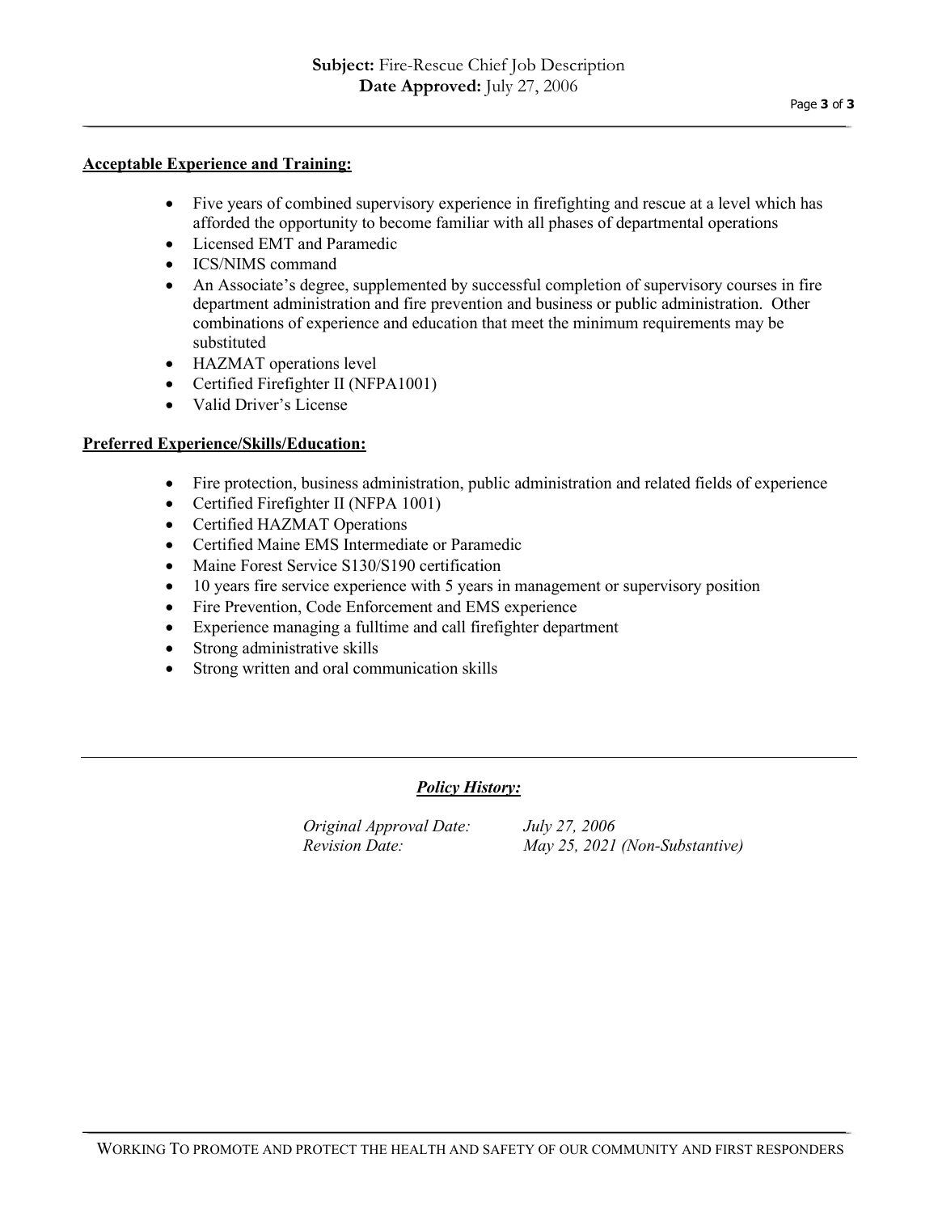**Acceptable Experience and Training:**

- Five years of combined supervisory experience in firefighting and rescue at a level which has afforded the opportunity to become familiar with all phases of departmental operations
- Licensed EMT and Paramedic
- ICS/NIMS command
- An Associate's degree, supplemented by successful completion of supervisory courses in fire department administration and fire prevention and business or public administration. Other combinations of experience and education that meet the minimum requirements may be substituted
- HAZMAT operations level
- Certified Firefighter II (NFPA1001)
- Valid Driver's License

**Preferred Experience/Skills/Education:**

- Fire protection, business administration, public administration and related fields of experience
- Certified Firefighter II (NFPA 1001)
- Certified HAZMAT Operations
- Certified Maine EMS Intermediate or Paramedic
- Maine Forest Service S130/S190 certification
- 10 years fire service experience with 5 years in management or supervisory position
- Fire Prevention, Code Enforcement and EMS experience
- Experience managing a fulltime and call firefighter department
- Strong administrative skills
- Strong written and oral communication skills

***Policy History:***

*Original Approval Date:* *July 27, 2006*
*Revision Date:* *May 25, 2021 (Non-Substantive)*